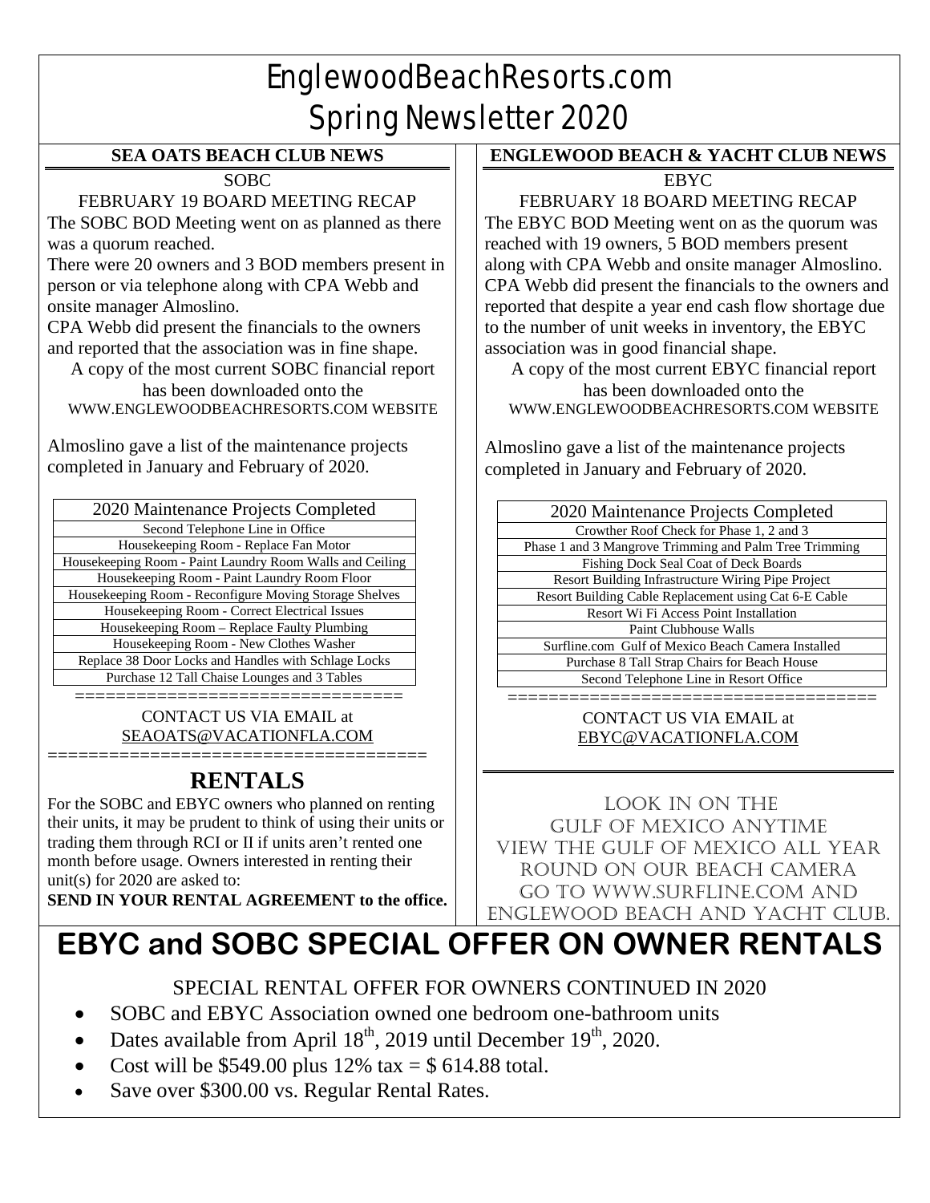# EnglewoodBeachResorts.com
# Spring Newsletter 2020

## SEA OATS BEACH CLUB NEWS

SOBC

FEBRUARY 19 BOARD MEETING RECAP

The SOBC BOD Meeting went on as planned as there was a quorum reached.

There were 20 owners and 3 BOD members present in person or via telephone along with CPA Webb and onsite manager Almoslino.

CPA Webb did present the financials to the owners and reported that the association was in fine shape.

A copy of the most current SOBC financial report has been downloaded onto the WWW.ENGLEWOODBEACHRESORTS.COM WEBSITE

Almoslino gave a list of the maintenance projects completed in January and February of 2020.

| 2020 Maintenance Projects Completed |
|---|
| Second Telephone Line in Office |
| Housekeeping Room - Replace Fan Motor |
| Housekeeping Room - Paint Laundry Room Walls and Ceiling |
| Housekeeping Room - Paint Laundry Room Floor |
| Housekeeping Room - Reconfigure Moving Storage Shelves |
| Housekeeping Room - Correct Electrical Issues |
| Housekeeping Room – Replace Faulty Plumbing |
| Housekeeping Room - New Clothes Washer |
| Replace 38 Door Locks and Handles with Schlage Locks |
| Purchase 12 Tall Chaise Lounges and 3 Tables |

CONTACT US VIA EMAIL at SEAOATS@VACATIONFLA.COM

## RENTALS

For the SOBC and EBYC owners who planned on renting their units, it may be prudent to think of using their units or trading them through RCI or II if units aren't rented one month before usage. Owners interested in renting their unit(s) for 2020 are asked to:

**SEND IN YOUR RENTAL AGREEMENT to the office.**

## ENGLEWOOD BEACH & YACHT CLUB NEWS

EBYC

FEBRUARY 18 BOARD MEETING RECAP

The EBYC BOD Meeting went on as the quorum was reached with 19 owners, 5 BOD members present along with CPA Webb and onsite manager Almoslino. CPA Webb did present the financials to the owners and reported that despite a year end cash flow shortage due to the number of unit weeks in inventory, the EBYC association was in good financial shape.

A copy of the most current EBYC financial report has been downloaded onto the WWW.ENGLEWOODBEACHRESORTS.COM WEBSITE

Almoslino gave a list of the maintenance projects completed in January and February of 2020.

| 2020 Maintenance Projects Completed |
|---|
| Crowther Roof Check for Phase 1, 2 and 3 |
| Phase 1 and 3 Mangrove Trimming and Palm Tree Trimming |
| Fishing Dock Seal Coat of Deck Boards |
| Resort Building Infrastructure Wiring Pipe Project |
| Resort Building Cable Replacement using Cat 6-E Cable |
| Resort Wi Fi Access Point Installation |
| Paint Clubhouse Walls |
| Surfline.com Gulf of Mexico Beach Camera Installed |
| Purchase 8 Tall Strap Chairs for Beach House |
| Second Telephone Line in Resort Office |

CONTACT US VIA EMAIL at EBYC@VACATIONFLA.COM

LOOK IN ON THE GULF OF MEXICO ANYTIME
VIEW THE GULF OF MEXICO ALL YEAR ROUND ON OUR BEACH CAMERA
GO TO WWW.SURFLINE.COM AND ENGLEWOOD BEACH AND YACHT CLUB.

# EBYC and SOBC SPECIAL OFFER ON OWNER RENTALS

SPECIAL RENTAL OFFER FOR OWNERS CONTINUED IN 2020

- SOBC and EBYC Association owned one bedroom one-bathroom units
- Dates available from April 18th, 2019 until December 19th, 2020.
- Cost will be \$549.00 plus 12% tax = \$ 614.88 total.
- Save over \$300.00 vs. Regular Rental Rates.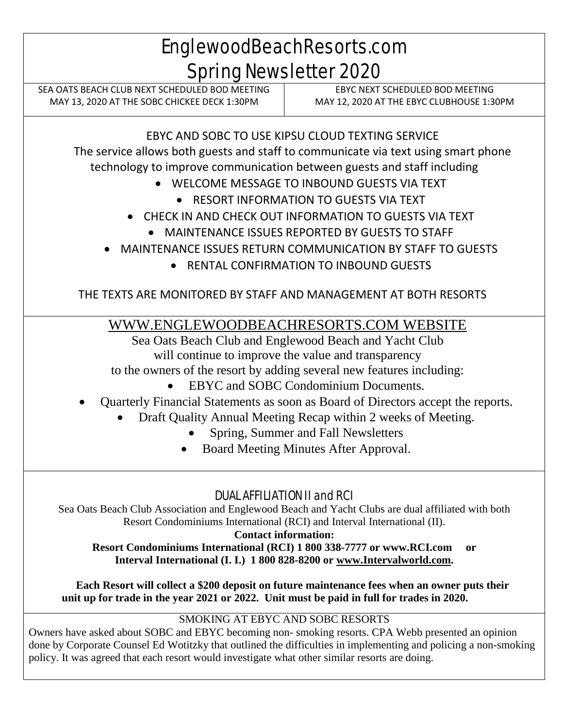# EnglewoodBeachResorts.com Spring Newsletter 2020

| | |
|---|---|
| SEA OATS BEACH CLUB NEXT SCHEDULED BOD MEETING MAY 13, 2020 AT THE SOBC CHICKEE DECK 1:30PM | EBYC NEXT SCHEDULED BOD MEETING MAY 12, 2020 AT THE EBYC CLUBHOUSE 1:30PM |

## EBYC AND SOBC TO USE KIPSU CLOUD TEXTING SERVICE

The service allows both guests and staff to communicate via text using smart phone technology to improve communication between guests and staff including

- WELCOME MESSAGE TO INBOUND GUESTS VIA TEXT
- RESORT INFORMATION TO GUESTS VIA TEXT
- CHECK IN AND CHECK OUT INFORMATION TO GUESTS VIA TEXT
- MAINTENANCE ISSUES REPORTED BY GUESTS TO STAFF
- MAINTENANCE ISSUES RETURN COMMUNICATION BY STAFF TO GUESTS
- RENTAL CONFIRMATION TO INBOUND GUESTS

THE TEXTS ARE MONITORED BY STAFF AND MANAGEMENT AT BOTH RESORTS

## WWW.ENGLEWOODBEACHRESORTS.COM WEBSITE

Sea Oats Beach Club and Englewood Beach and Yacht Club will continue to improve the value and transparency to the owners of the resort by adding several new features including:

- EBYC and SOBC Condominium Documents.
- Quarterly Financial Statements as soon as Board of Directors accept the reports.
- Draft Quality Annual Meeting Recap within 2 weeks of Meeting.
- Spring, Summer and Fall Newsletters
- Board Meeting Minutes After Approval.

## DUAL AFFILIATION II and RCI

Sea Oats Beach Club Association and Englewood Beach and Yacht Clubs are dual affiliated with both Resort Condominiums International (RCI) and Interval International (II).

**Contact information:**

**Resort Condominiums International (RCI) 1 800 338-7777 or www.RCI.com or**
**Interval International (I. I.) 1 800 828-8200 or www.Intervalworld.com.**

**Each Resort will collect a $200 deposit on future maintenance fees when an owner puts their unit up for trade in the year 2021 or 2022. Unit must be paid in full for trades in 2020.**

## SMOKING AT EBYC AND SOBC RESORTS

Owners have asked about SOBC and EBYC becoming non- smoking resorts. CPA Webb presented an opinion done by Corporate Counsel Ed Wotitzky that outlined the difficulties in implementing and policing a non-smoking policy. It was agreed that each resort would investigate what other similar resorts are doing.